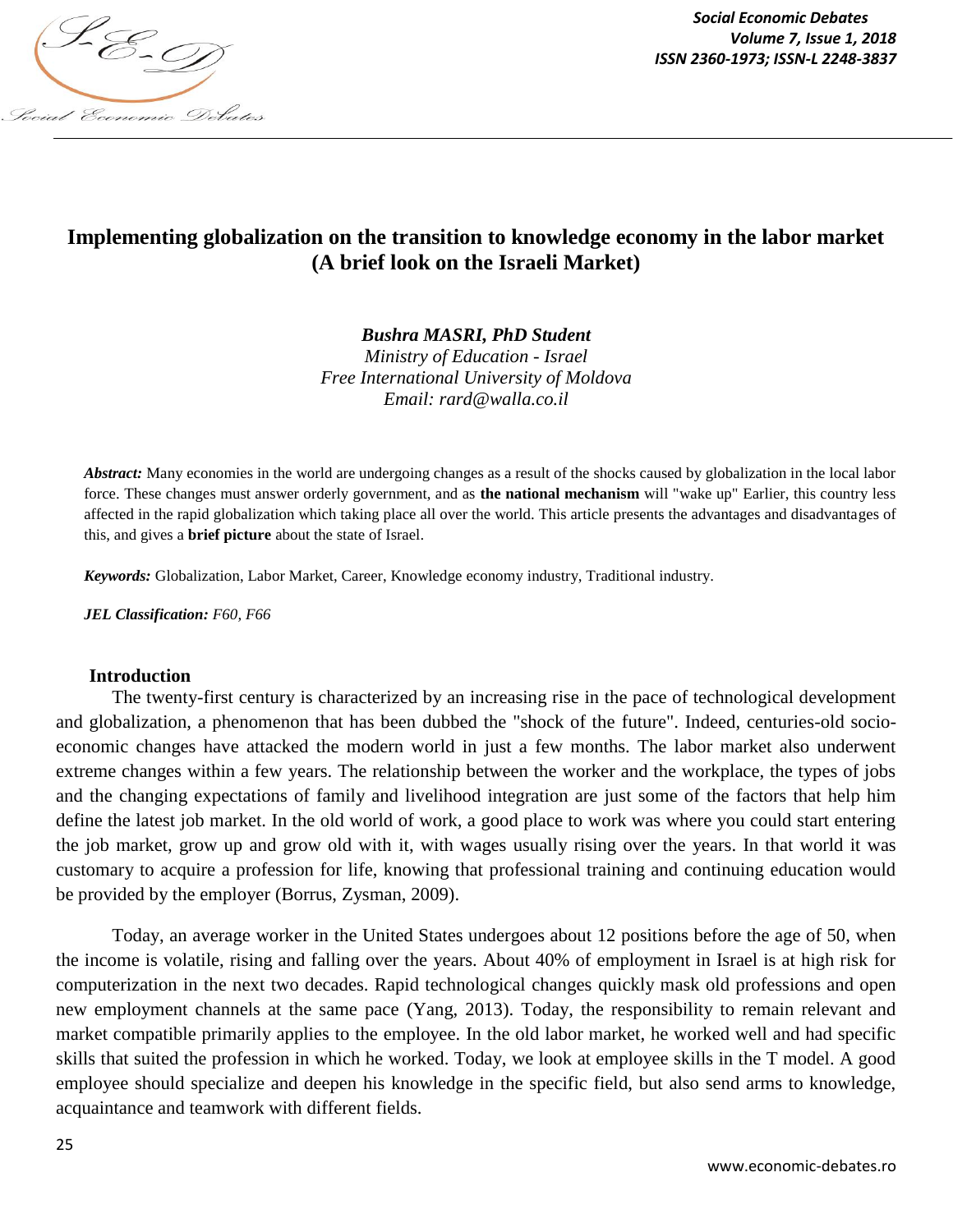# Implementing globalization on the transition to knowledge economy in the labor market (A brief look on the Israeli Market)

***Bushra MASRI, PhD Student***
*Ministry of Education - Israel*
*Free International University of Moldova*
*Email: rard@walla.co.il*

***Abstract:*** Many economies in the world are undergoing changes as a result of the shocks caused by globalization in the local labor force. These changes must answer orderly government, and as **the national mechanism** will "wake up" Earlier, this country less affected in the rapid globalization which taking place all over the world. This article presents the advantages and disadvantages of this, and gives a **brief picture** about the state of Israel.

***Keywords:*** Globalization, Labor Market, Career, Knowledge economy industry, Traditional industry.

***JEL Classification:*** *F60, F66*

## Introduction

The twenty-first century is characterized by an increasing rise in the pace of technological development and globalization, a phenomenon that has been dubbed the "shock of the future". Indeed, centuries-old socio-economic changes have attacked the modern world in just a few months. The labor market also underwent extreme changes within a few years. The relationship between the worker and the workplace, the types of jobs and the changing expectations of family and livelihood integration are just some of the factors that help him define the latest job market. In the old world of work, a good place to work was where you could start entering the job market, grow up and grow old with it, with wages usually rising over the years. In that world it was customary to acquire a profession for life, knowing that professional training and continuing education would be provided by the employer (Borrus, Zysman, 2009).

Today, an average worker in the United States undergoes about 12 positions before the age of 50, when the income is volatile, rising and falling over the years. About 40% of employment in Israel is at high risk for computerization in the next two decades. Rapid technological changes quickly mask old professions and open new employment channels at the same pace (Yang, 2013). Today, the responsibility to remain relevant and market compatible primarily applies to the employee. In the old labor market, he worked well and had specific skills that suited the profession in which he worked. Today, we look at employee skills in the T model. A good employee should specialize and deepen his knowledge in the specific field, but also send arms to knowledge, acquaintance and teamwork with different fields.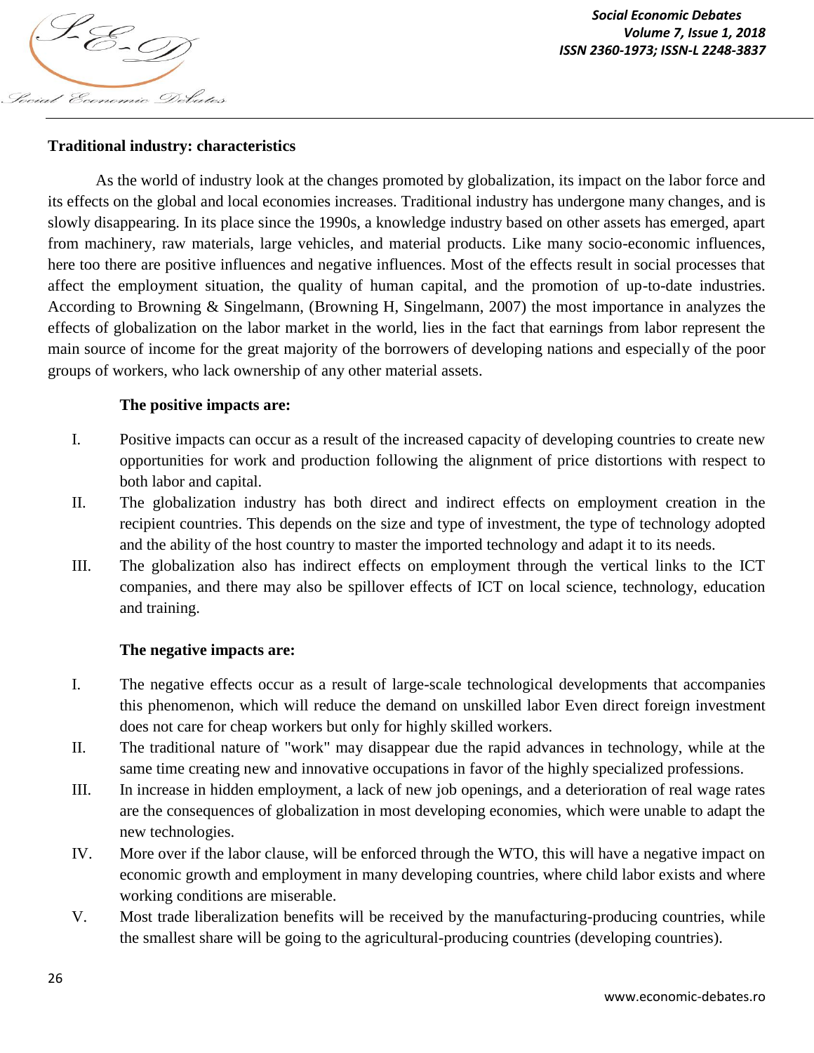**Traditional industry: characteristics**

As the world of industry look at the changes promoted by globalization, its impact on the labor force and its effects on the global and local economies increases. Traditional industry has undergone many changes, and is slowly disappearing. In its place since the 1990s, a knowledge industry based on other assets has emerged, apart from machinery, raw materials, large vehicles, and material products. Like many socio-economic influences, here too there are positive influences and negative influences. Most of the effects result in social processes that affect the employment situation, the quality of human capital, and the promotion of up-to-date industries. According to Browning & Singelmann, (Browning H, Singelmann, 2007) the most importance in analyzes the effects of globalization on the labor market in the world, lies in the fact that earnings from labor represent the main source of income for the great majority of the borrowers of developing nations and especially of the poor groups of workers, who lack ownership of any other material assets.

**The positive impacts are:**

I. Positive impacts can occur as a result of the increased capacity of developing countries to create new opportunities for work and production following the alignment of price distortions with respect to both labor and capital.

II. The globalization industry has both direct and indirect effects on employment creation in the recipient countries. This depends on the size and type of investment, the type of technology adopted and the ability of the host country to master the imported technology and adapt it to its needs.

III. The globalization also has indirect effects on employment through the vertical links to the ICT companies, and there may also be spillover effects of ICT on local science, technology, education and training.

**The negative impacts are:**

I. The negative effects occur as a result of large-scale technological developments that accompanies this phenomenon, which will reduce the demand on unskilled labor Even direct foreign investment does not care for cheap workers but only for highly skilled workers.

II. The traditional nature of "work" may disappear due the rapid advances in technology, while at the same time creating new and innovative occupations in favor of the highly specialized professions.

III. In increase in hidden employment, a lack of new job openings, and a deterioration of real wage rates are the consequences of globalization in most developing economies, which were unable to adapt the new technologies.

IV. More over if the labor clause, will be enforced through the WTO, this will have a negative impact on economic growth and employment in many developing countries, where child labor exists and where working conditions are miserable.

V. Most trade liberalization benefits will be received by the manufacturing-producing countries, while the smallest share will be going to the agricultural-producing countries (developing countries).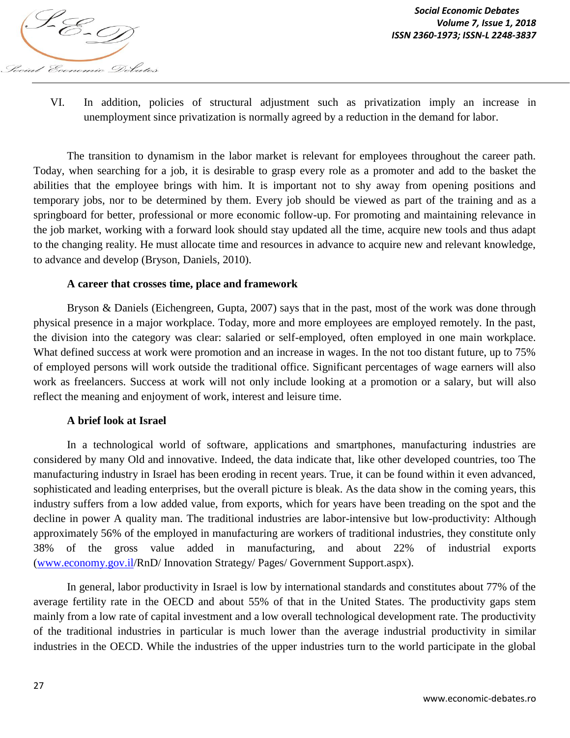VI. In addition, policies of structural adjustment such as privatization imply an increase in unemployment since privatization is normally agreed by a reduction in the demand for labor.

The transition to dynamism in the labor market is relevant for employees throughout the career path. Today, when searching for a job, it is desirable to grasp every role as a promoter and add to the basket the abilities that the employee brings with him. It is important not to shy away from opening positions and temporary jobs, nor to be determined by them. Every job should be viewed as part of the training and as a springboard for better, professional or more economic follow-up. For promoting and maintaining relevance in the job market, working with a forward look should stay updated all the time, acquire new tools and thus adapt to the changing reality. He must allocate time and resources in advance to acquire new and relevant knowledge, to advance and develop (Bryson, Daniels, 2010).

**A career that crosses time, place and framework**

Bryson & Daniels (Eichengreen, Gupta, 2007) says that in the past, most of the work was done through physical presence in a major workplace. Today, more and more employees are employed remotely. In the past, the division into the category was clear: salaried or self-employed, often employed in one main workplace. What defined success at work were promotion and an increase in wages. In the not too distant future, up to 75% of employed persons will work outside the traditional office. Significant percentages of wage earners will also work as freelancers. Success at work will not only include looking at a promotion or a salary, but will also reflect the meaning and enjoyment of work, interest and leisure time.

**A brief look at Israel**

In a technological world of software, applications and smartphones, manufacturing industries are considered by many Old and innovative. Indeed, the data indicate that, like other developed countries, too The manufacturing industry in Israel has been eroding in recent years. True, it can be found within it even advanced, sophisticated and leading enterprises, but the overall picture is bleak. As the data show in the coming years, this industry suffers from a low added value, from exports, which for years have been treading on the spot and the decline in power A quality man. The traditional industries are labor-intensive but low-productivity: Although approximately 56% of the employed in manufacturing are workers of traditional industries, they constitute only 38% of the gross value added in manufacturing, and about 22% of industrial exports (www.economy.gov.il/RnD/ Innovation Strategy/ Pages/ Government Support.aspx).

In general, labor productivity in Israel is low by international standards and constitutes about 77% of the average fertility rate in the OECD and about 55% of that in the United States. The productivity gaps stem mainly from a low rate of capital investment and a low overall technological development rate. The productivity of the traditional industries in particular is much lower than the average industrial productivity in similar industries in the OECD. While the industries of the upper industries turn to the world participate in the global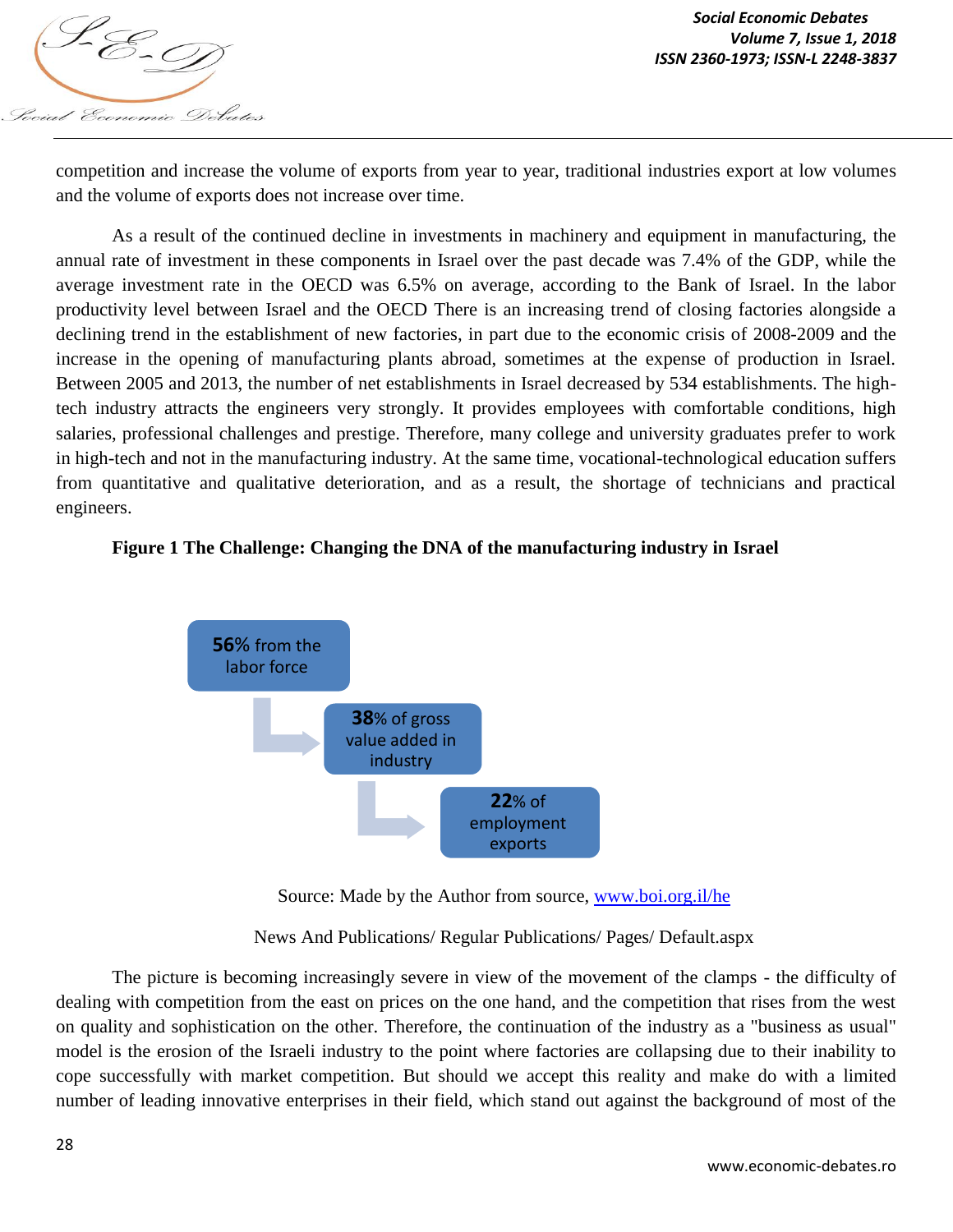competition and increase the volume of exports from year to year, traditional industries export at low volumes and the volume of exports does not increase over time.

As a result of the continued decline in investments in machinery and equipment in manufacturing, the annual rate of investment in these components in Israel over the past decade was 7.4% of the GDP, while the average investment rate in the OECD was 6.5% on average, according to the Bank of Israel. In the labor productivity level between Israel and the OECD There is an increasing trend of closing factories alongside a declining trend in the establishment of new factories, in part due to the economic crisis of 2008-2009 and the increase in the opening of manufacturing plants abroad, sometimes at the expense of production in Israel. Between 2005 and 2013, the number of net establishments in Israel decreased by 534 establishments. The high-tech industry attracts the engineers very strongly. It provides employees with comfortable conditions, high salaries, professional challenges and prestige. Therefore, many college and university graduates prefer to work in high-tech and not in the manufacturing industry. At the same time, vocational-technological education suffers from quantitative and qualitative deterioration, and as a result, the shortage of technicians and practical engineers.

**Figure 1 The Challenge: Changing the DNA of the manufacturing industry in Israel**

**56**% from the labor force

**38**% of gross value added in industry

**22**% of employment exports

Source: Made by the Author from source, www.boi.org.il/he

News And Publications/ Regular Publications/ Pages/ Default.aspx

The picture is becoming increasingly severe in view of the movement of the clamps - the difficulty of dealing with competition from the east on prices on the one hand, and the competition that rises from the west on quality and sophistication on the other. Therefore, the continuation of the industry as a "business as usual" model is the erosion of the Israeli industry to the point where factories are collapsing due to their inability to cope successfully with market competition. But should we accept this reality and make do with a limited number of leading innovative enterprises in their field, which stand out against the background of most of the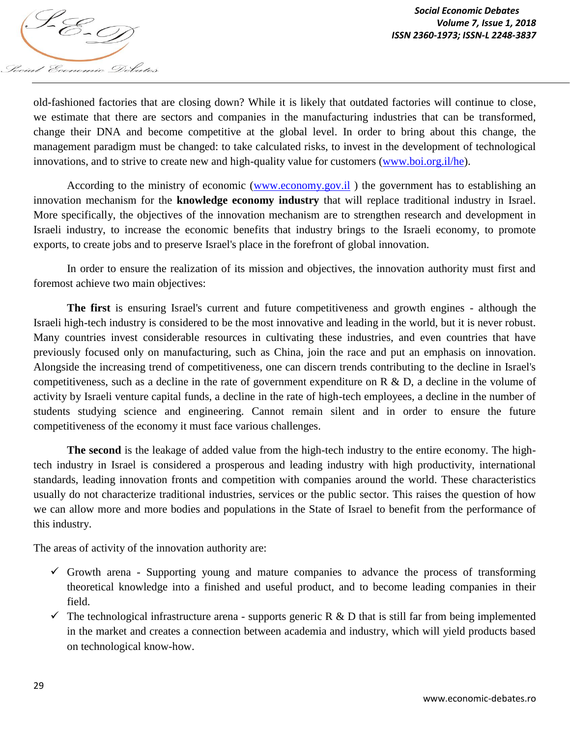old-fashioned factories that are closing down? While it is likely that outdated factories will continue to close, we estimate that there are sectors and companies in the manufacturing industries that can be transformed, change their DNA and become competitive at the global level. In order to bring about this change, the management paradigm must be changed: to take calculated risks, to invest in the development of technological innovations, and to strive to create new and high-quality value for customers (www.boi.org.il/he).

According to the ministry of economic (www.economy.gov.il ) the government has to establishing an innovation mechanism for the **knowledge economy industry** that will replace traditional industry in Israel. More specifically, the objectives of the innovation mechanism are to strengthen research and development in Israeli industry, to increase the economic benefits that industry brings to the Israeli economy, to promote exports, to create jobs and to preserve Israel's place in the forefront of global innovation.

In order to ensure the realization of its mission and objectives, the innovation authority must first and foremost achieve two main objectives:

**The first** is ensuring Israel's current and future competitiveness and growth engines - although the Israeli high-tech industry is considered to be the most innovative and leading in the world, but it is never robust. Many countries invest considerable resources in cultivating these industries, and even countries that have previously focused only on manufacturing, such as China, join the race and put an emphasis on innovation. Alongside the increasing trend of competitiveness, one can discern trends contributing to the decline in Israel's competitiveness, such as a decline in the rate of government expenditure on R & D, a decline in the volume of activity by Israeli venture capital funds, a decline in the rate of high-tech employees, a decline in the number of students studying science and engineering. Cannot remain silent and in order to ensure the future competitiveness of the economy it must face various challenges.

**The second** is the leakage of added value from the high-tech industry to the entire economy. The high-tech industry in Israel is considered a prosperous and leading industry with high productivity, international standards, leading innovation fronts and competition with companies around the world. These characteristics usually do not characterize traditional industries, services or the public sector. This raises the question of how we can allow more and more bodies and populations in the State of Israel to benefit from the performance of this industry.

The areas of activity of the innovation authority are:

- ✓ Growth arena - Supporting young and mature companies to advance the process of transforming theoretical knowledge into a finished and useful product, and to become leading companies in their field.
- ✓ The technological infrastructure arena - supports generic R & D that is still far from being implemented in the market and creates a connection between academia and industry, which will yield products based on technological know-how.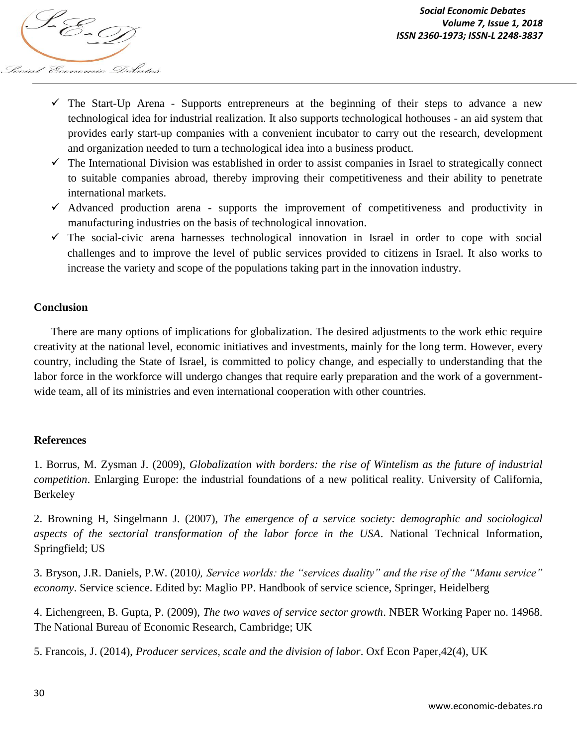- The Start-Up Arena - Supports entrepreneurs at the beginning of their steps to advance a new technological idea for industrial realization. It also supports technological hothouses - an aid system that provides early start-up companies with a convenient incubator to carry out the research, development and organization needed to turn a technological idea into a business product.
- The International Division was established in order to assist companies in Israel to strategically connect to suitable companies abroad, thereby improving their competitiveness and their ability to penetrate international markets.
- Advanced production arena - supports the improvement of competitiveness and productivity in manufacturing industries on the basis of technological innovation.
- The social-civic arena harnesses technological innovation in Israel in order to cope with social challenges and to improve the level of public services provided to citizens in Israel. It also works to increase the variety and scope of the populations taking part in the innovation industry.

## Conclusion

There are many options of implications for globalization. The desired adjustments to the work ethic require creativity at the national level, economic initiatives and investments, mainly for the long term. However, every country, including the State of Israel, is committed to policy change, and especially to understanding that the labor force in the workforce will undergo changes that require early preparation and the work of a government-wide team, all of its ministries and even international cooperation with other countries.

## References

1. Borrus, M. Zysman J. (2009), *Globalization with borders: the rise of Wintelism as the future of industrial competition*. Enlarging Europe: the industrial foundations of a new political reality. University of California, Berkeley

2. Browning H, Singelmann J. (2007), *The emergence of a service society: demographic and sociological aspects of the sectorial transformation of the labor force in the USA*. National Technical Information, Springfield; US

3. Bryson, J.R. Daniels, P.W. (2010*), Service worlds: the "services duality" and the rise of the "Manu service" economy*. Service science. Edited by: Maglio PP. Handbook of service science, Springer, Heidelberg

4. Eichengreen, B. Gupta, P. (2009), *The two waves of service sector growth*. NBER Working Paper no. 14968. The National Bureau of Economic Research, Cambridge; UK

5. Francois, J. (2014), *Producer services, scale and the division of labor*. Oxf Econ Paper,42(4), UK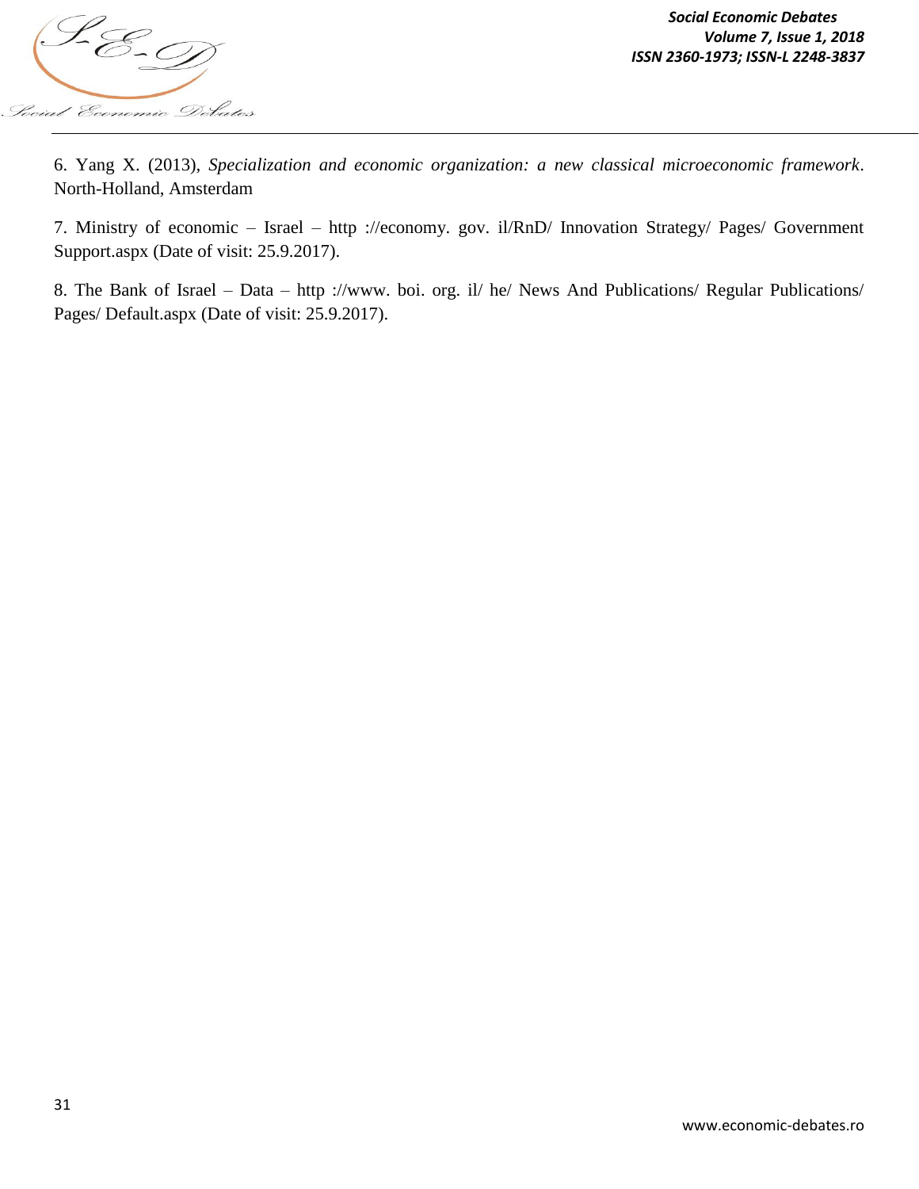6. Yang X. (2013), *Specialization and economic organization: a new classical microeconomic framework*. North-Holland, Amsterdam

7. Ministry of economic – Israel – http ://economy. gov. il/RnD/ Innovation Strategy/ Pages/ Government Support.aspx (Date of visit: 25.9.2017).

8. The Bank of Israel – Data – http ://www. boi. org. il/ he/ News And Publications/ Regular Publications/ Pages/ Default.aspx (Date of visit: 25.9.2017).